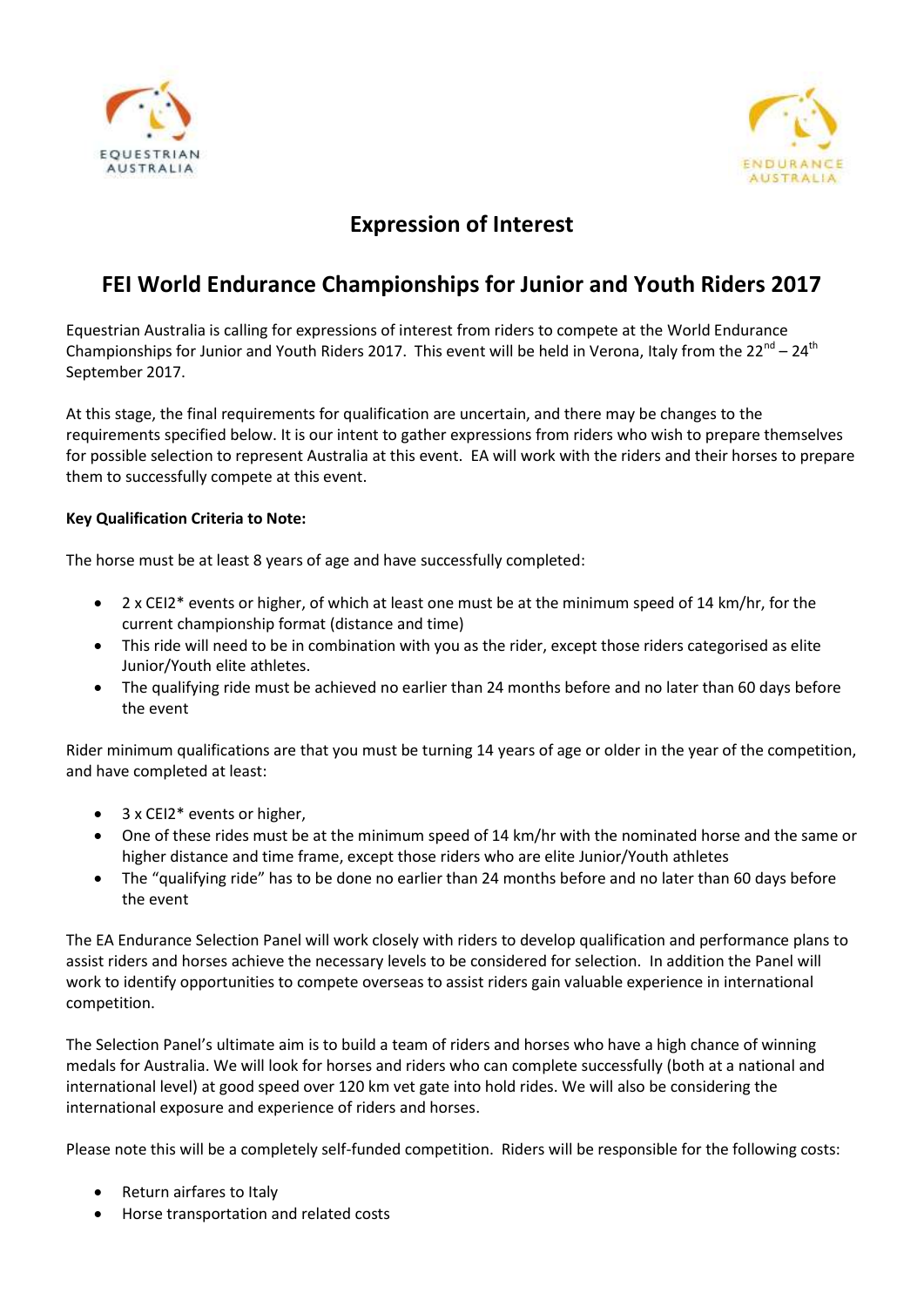EQUESTRIAN AUSTRALIA

ENDURANCE AUSTRALIA

# Expression of Interest

# FEI World Endurance Championships for Junior and Youth Riders 2017

Equestrian Australia is calling for expressions of interest from riders to compete at the World Endurance Championships for Junior and Youth Riders 2017. This event will be held in Verona, Italy from the 22nd – 24th September 2017.

At this stage, the final requirements for qualification are uncertain, and there may be changes to the requirements specified below. It is our intent to gather expressions from riders who wish to prepare themselves for possible selection to represent Australia at this event. EA will work with the riders and their horses to prepare them to successfully compete at this event.

**Key Qualification Criteria to Note:**

The horse must be at least 8 years of age and have successfully completed:

- 2 x CEI2* events or higher, of which at least one must be at the minimum speed of 14 km/hr, for the current championship format (distance and time)
- This ride will need to be in combination with you as the rider, except those riders categorised as elite Junior/Youth elite athletes.
- The qualifying ride must be achieved no earlier than 24 months before and no later than 60 days before the event

Rider minimum qualifications are that you must be turning 14 years of age or older in the year of the competition, and have completed at least:

- 3 x CEI2* events or higher,
- One of these rides must be at the minimum speed of 14 km/hr with the nominated horse and the same or higher distance and time frame, except those riders who are elite Junior/Youth athletes
- The "qualifying ride" has to be done no earlier than 24 months before and no later than 60 days before the event

The EA Endurance Selection Panel will work closely with riders to develop qualification and performance plans to assist riders and horses achieve the necessary levels to be considered for selection. In addition the Panel will work to identify opportunities to compete overseas to assist riders gain valuable experience in international competition.

The Selection Panel's ultimate aim is to build a team of riders and horses who have a high chance of winning medals for Australia. We will look for horses and riders who can complete successfully (both at a national and international level) at good speed over 120 km vet gate into hold rides. We will also be considering the international exposure and experience of riders and horses.

Please note this will be a completely self-funded competition. Riders will be responsible for the following costs:

- Return airfares to Italy
- Horse transportation and related costs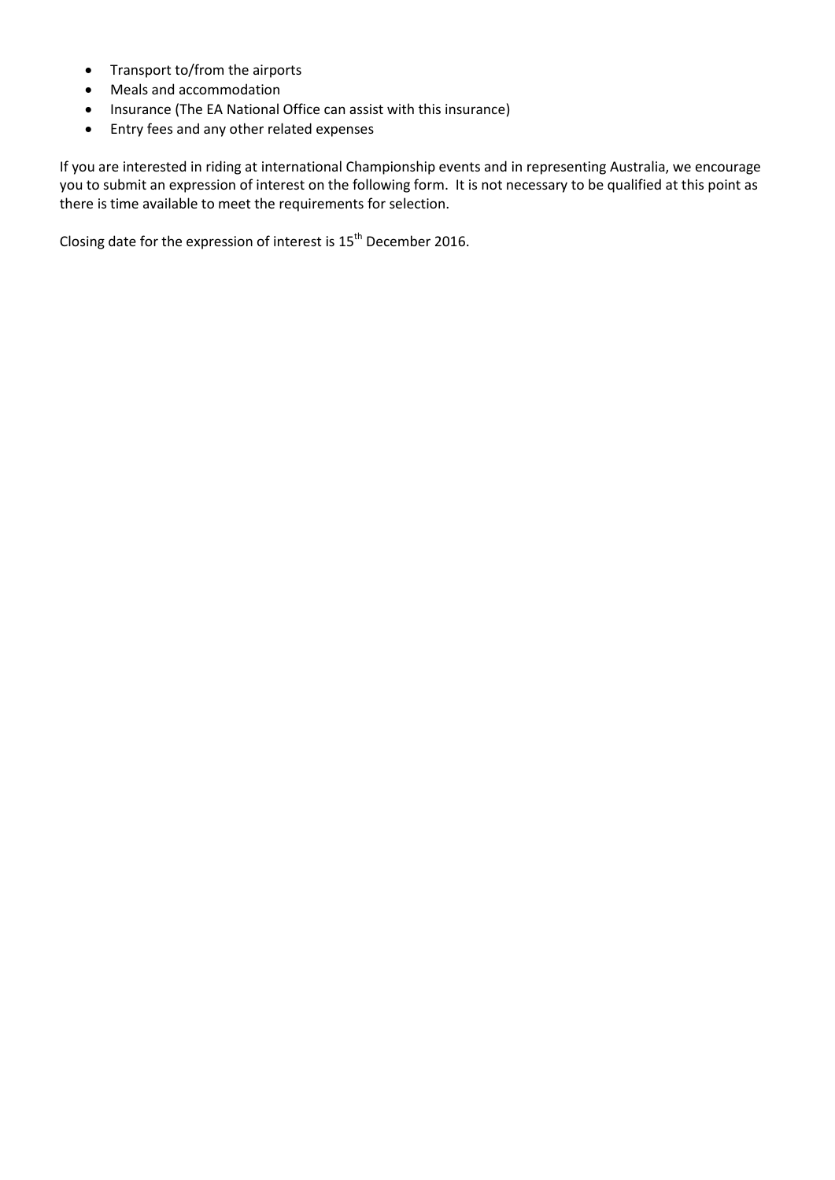- Transport to/from the airports
- Meals and accommodation
- Insurance (The EA National Office can assist with this insurance)
- Entry fees and any other related expenses

If you are interested in riding at international Championship events and in representing Australia, we encourage you to submit an expression of interest on the following form. It is not necessary to be qualified at this point as there is time available to meet the requirements for selection.

Closing date for the expression of interest is 15th December 2016.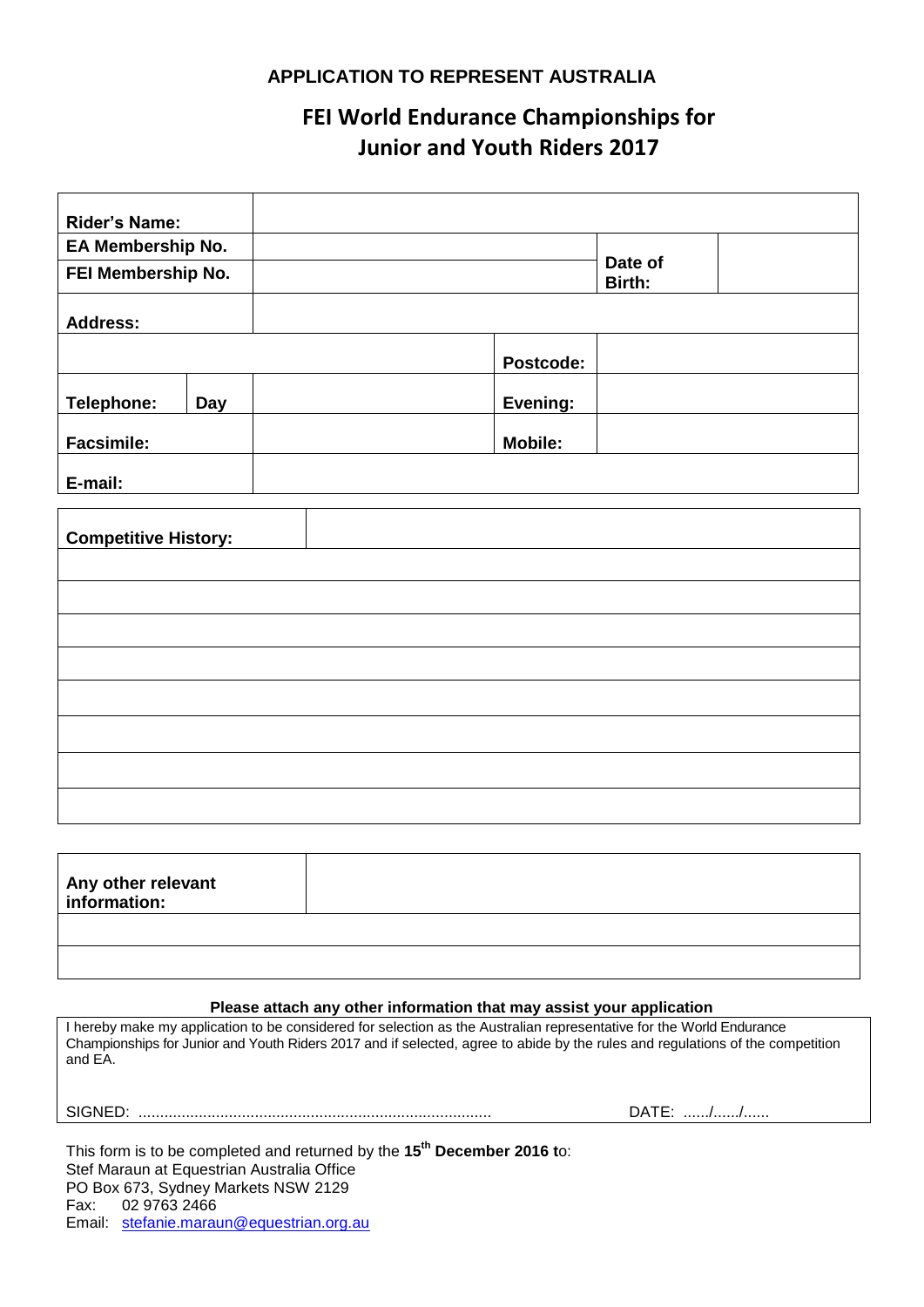**APPLICATION TO REPRESENT AUSTRALIA**

# FEI World Endurance Championships for Junior and Youth Riders 2017

| | | | | | |
|---|---|---|---|---|---|
| **Rider's Name:** | | | | | |
| **EA Membership No.** | | | | **Date of Birth:** | |
| **FEI Membership No.** | | | | | |
| **Address:** | | | | | |
| | | | **Postcode:** | | |
| **Telephone:** | **Day** | | **Evening:** | | |
| **Facsimile:** | | | **Mobile:** | | |
| **E-mail:** | | | | | |

| | |
|---|---|
| **Competitive History:** | |
| | |
| | |
| | |
| | |
| | |
| | |
| | |
| | |

| | |
|---|---|
| **Any other relevant information:** | |
| | |
| | |

**Please attach any other information that may assist your application**

I hereby make my application to be considered for selection as the Australian representative for the World Endurance Championships for Junior and Youth Riders 2017 and if selected, agree to abide by the rules and regulations of the competition and EA.

SIGNED: .................................................................................. DATE: ....../....../......

This form is to be completed and returned by the **15th December 2016 t**o:
Stef Maraun at Equestrian Australia Office
PO Box 673, Sydney Markets NSW 2129
Fax: 02 9763 2466
Email: stefanie.maraun@equestrian.org.au